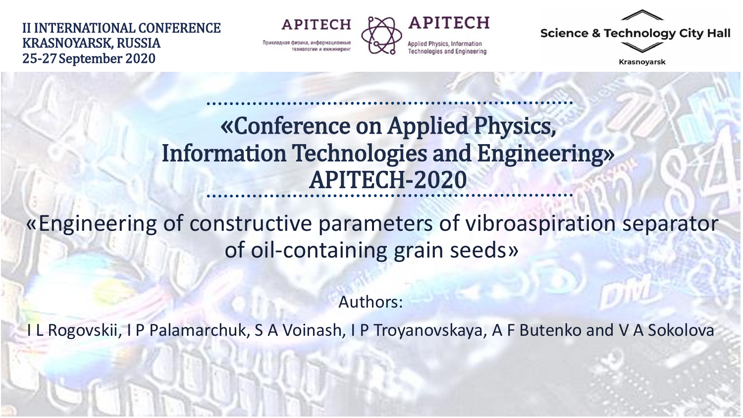II INTERNATIONAL CONFERENCE
KRASNOYARSK, RUSSIA
25-27 September 2020

APITECH
Прикладная физика, информационные технологии и инжиниринг

APITECH
Applied Physics, Information Technologies and Engineering

Science & Technology City Hall
Krasnoyarsk

# «Conference on Applied Physics, Information Technologies and Engineering» APITECH-2020

## «Engineering of constructive parameters of vibroaspiration separator of oil-containing grain seeds»

Authors:

I L Rogovskii, I P Palamarchuk, S A Voinash, I P Troyanovskaya, A F Butenko and V A Sokolova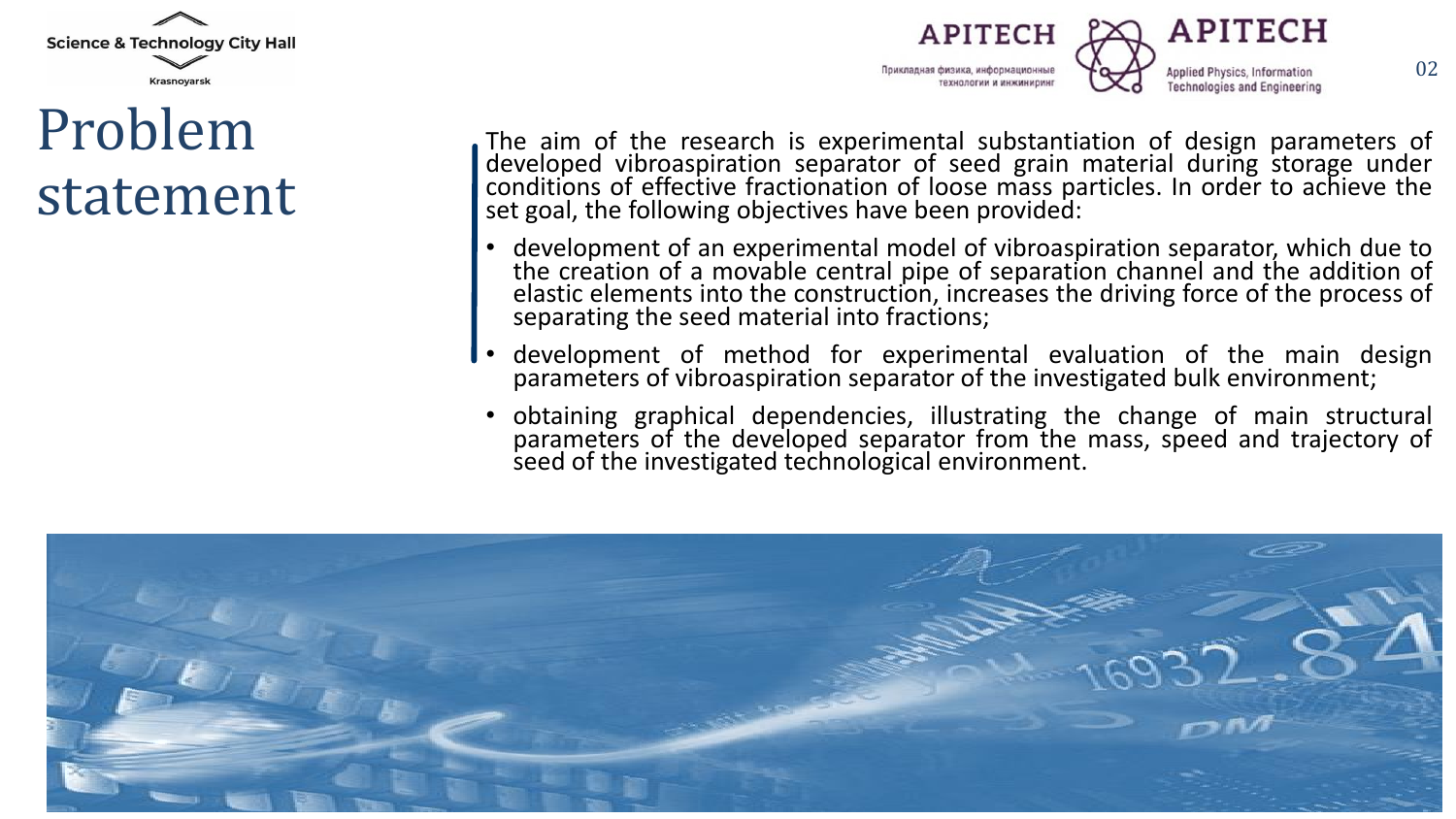# Problem statement

The aim of the research is experimental substantiation of design parameters of developed vibroaspiration separator of seed grain material during storage under conditions of effective fractionation of loose mass particles. In order to achieve the set goal, the following objectives have been provided:

- development of an experimental model of vibroaspiration separator, which due to the creation of a movable central pipe of separation channel and the addition of elastic elements into the construction, increases the driving force of the process of separating the seed material into fractions;
- development of method for experimental evaluation of the main design parameters of vibroaspiration separator of the investigated bulk environment;
- obtaining graphical dependencies, illustrating the change of main structural parameters of the developed separator from the mass, speed and trajectory of seed of the investigated technological environment.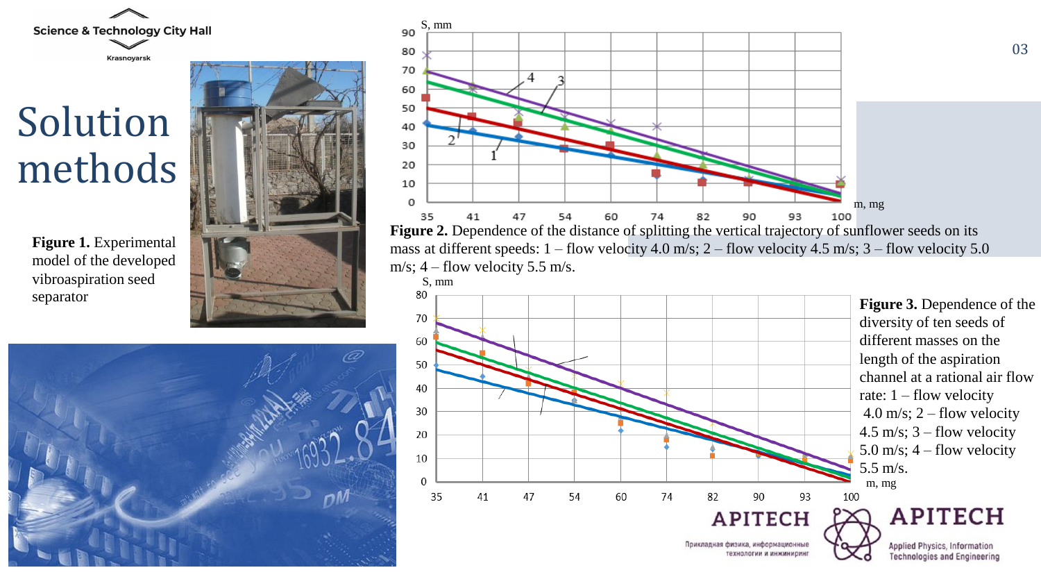# Solution methods

**Figure 1.** Experimental model of the developed vibroaspiration seed separator

**Figure 2.** Dependence of the distance of splitting the vertical trajectory of sunflower seeds on its mass at different speeds: 1 – flow velocity 4.0 m/s; 2 – flow velocity 4.5 m/s; 3 – flow velocity 5.0 m/s; 4 – flow velocity 5.5 m/s.

**Figure 3.** Dependence of the diversity of ten seeds of different masses on the length of the aspiration channel at a rational air flow rate: 1 – flow velocity 4.0 m/s; 2 – flow velocity 4.5 m/s; 3 – flow velocity 5.0 m/s; 4 – flow velocity 5.5 m/s.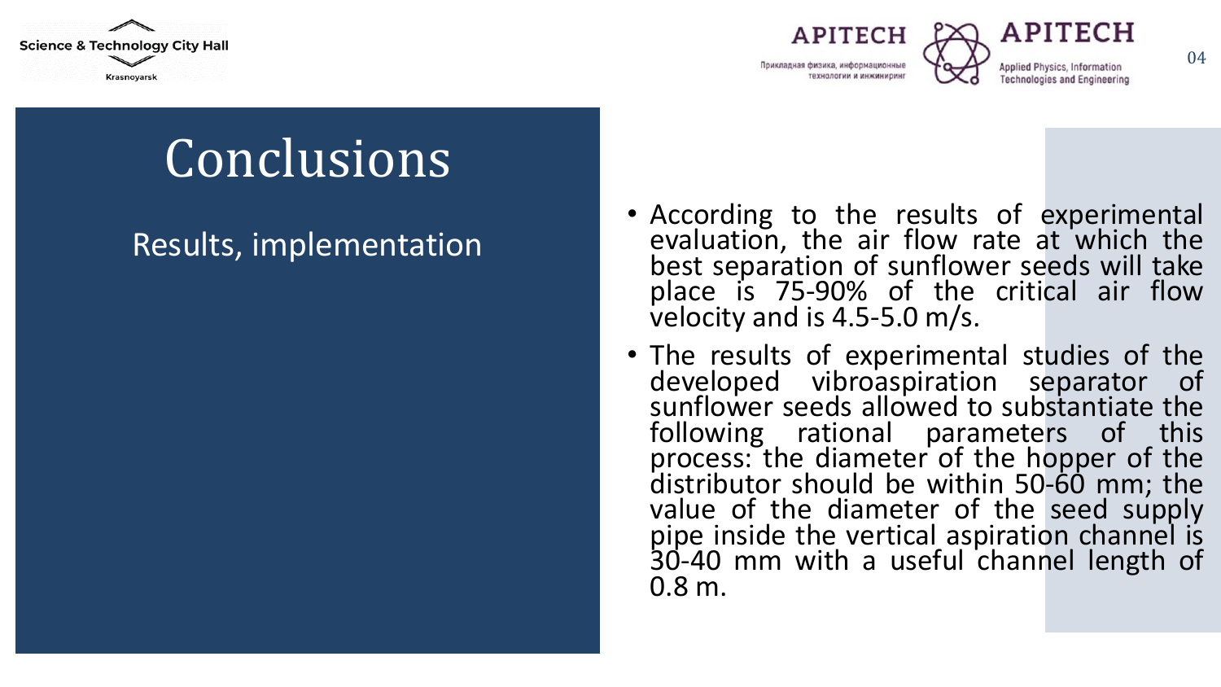# Conclusions

## Results, implementation

- According to the results of experimental evaluation, the air flow rate at which the best separation of sunflower seeds will take place is 75-90% of the critical air flow velocity and is 4.5-5.0 m/s.
- The results of experimental studies of the developed vibroaspiration separator of sunflower seeds allowed to substantiate the following rational parameters of this process: the diameter of the hopper of the distributor should be within 50-60 mm; the value of the diameter of the seed supply pipe inside the vertical aspiration channel is 30-40 mm with a useful channel length of 0.8 m.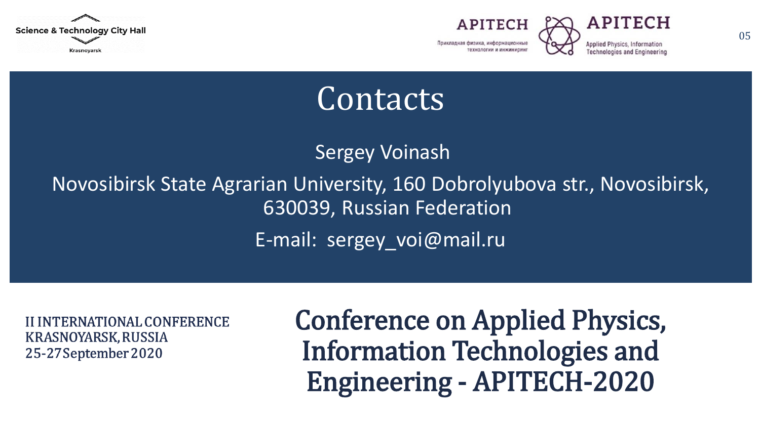# Contacts

Sergey Voinash

Novosibirsk State Agrarian University, 160 Dobrolyubova str., Novosibirsk, 630039, Russian Federation

E-mail: sergey_voi@mail.ru

II INTERNATIONAL CONFERENCE
KRASNOYARSK, RUSSIA
25-27 September 2020

**Conference on Applied Physics, Information Technologies and Engineering - APITECH-2020**